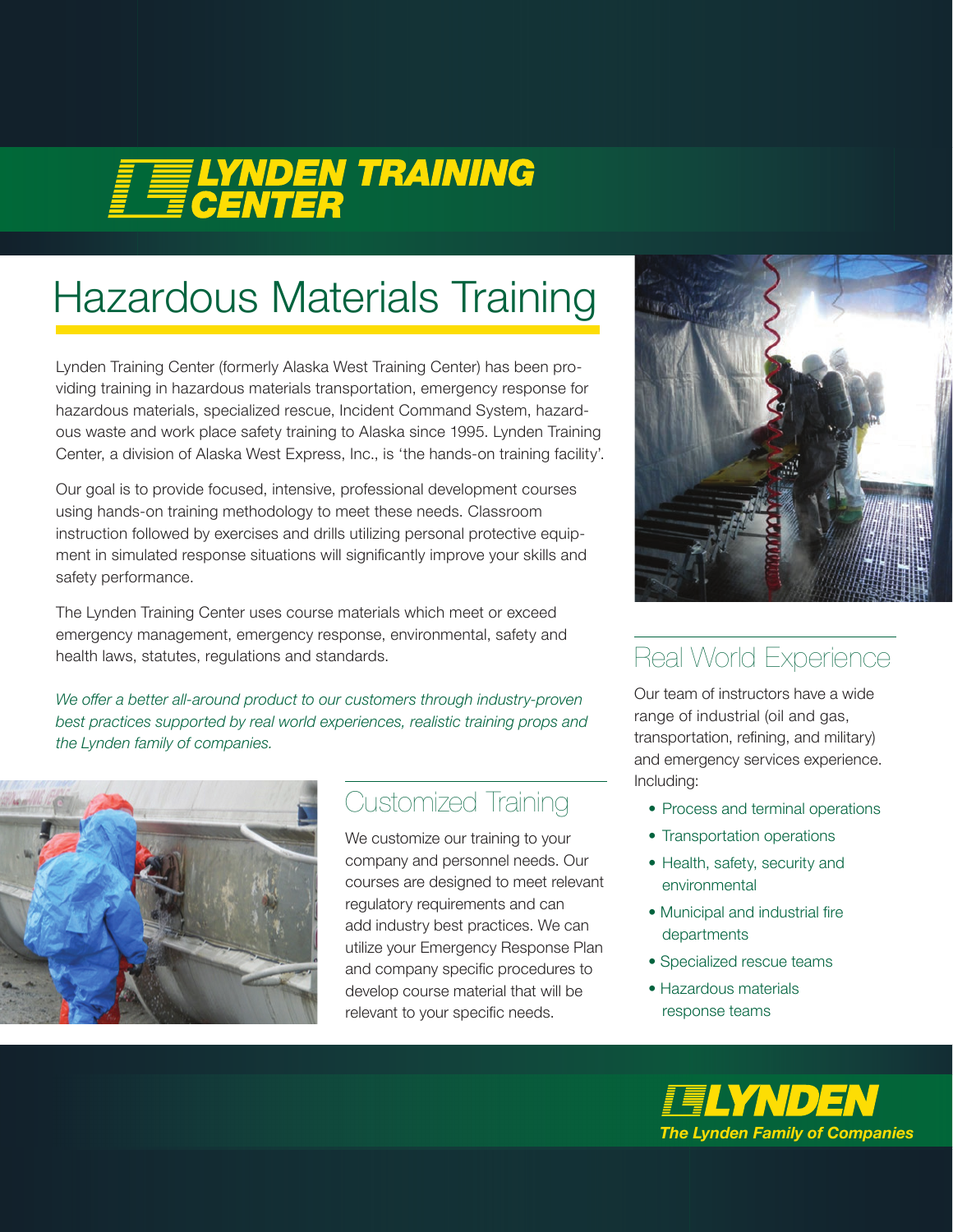# LYNDEN TRAINING CENTER

## Hazardous Materials Training

Lynden Training Center (formerly Alaska West Training Center) has been providing training in hazardous materials transportation, emergency response for hazardous materials, specialized rescue, Incident Command System, hazardous waste and work place safety training to Alaska since 1995. Lynden Training Center, a division of Alaska West Express, Inc., is 'the hands-on training facility'.

Our goal is to provide focused, intensive, professional development courses using hands-on training methodology to meet these needs. Classroom instruction followed by exercises and drills utilizing personal protective equipment in simulated response situations will significantly improve your skills and safety performance.

The Lynden Training Center uses course materials which meet or exceed emergency management, emergency response, environmental, safety and health laws, statutes, regulations and standards.

*We offer a better all-around product to our customers through industry-proven best practices supported by real world experiences, realistic training props and the Lynden family of companies.*

### Customized Training

We customize our training to your company and personnel needs. Our courses are designed to meet relevant regulatory requirements and can add industry best practices. We can utilize your Emergency Response Plan and company specific procedures to develop course material that will be relevant to your specific needs.

### Real World Experience

Our team of instructors have a wide range of industrial (oil and gas, transportation, refining, and military) and emergency services experience. Including:

- Process and terminal operations
- Transportation operations
- Health, safety, security and environmental
- Municipal and industrial fire departments
- Specialized rescue teams
- Hazardous materials response teams

**LYNDEN**

*The Lynden Family of Companies*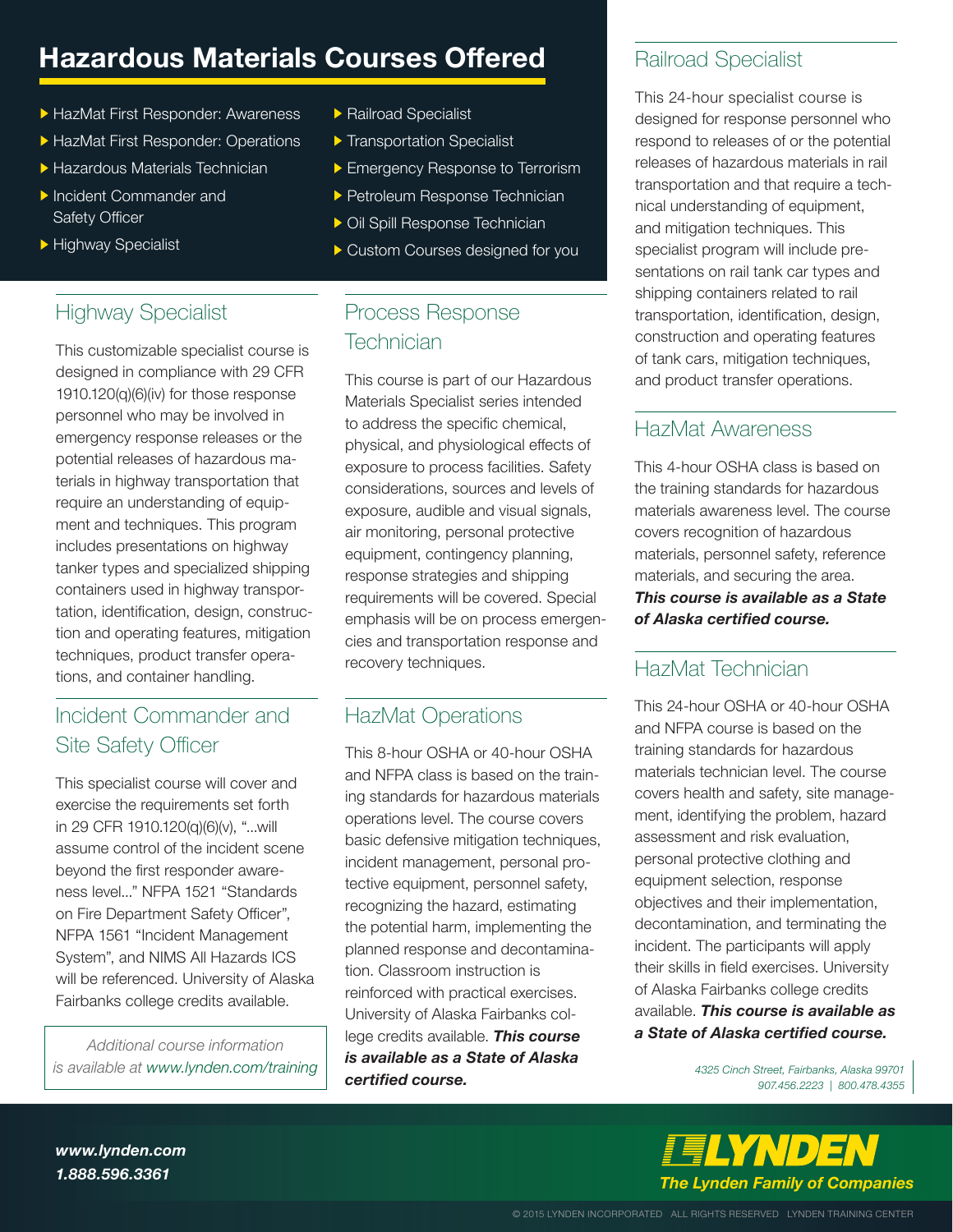# Hazardous Materials Courses Offered

- HazMat First Responder: Awareness
- HazMat First Responder: Operations
- Hazardous Materials Technician
- Incident Commander and Safety Officer
- Highway Specialist
- Railroad Specialist
- Transportation Specialist
- Emergency Response to Terrorism
- Petroleum Response Technician
- Oil Spill Response Technician
- Custom Courses designed for you

## Highway Specialist

This customizable specialist course is designed in compliance with 29 CFR 1910.120(q)(6)(iv) for those response personnel who may be involved in emergency response releases or the potential releases of hazardous materials in highway transportation that require an understanding of equipment and techniques. This program includes presentations on highway tanker types and specialized shipping containers used in highway transportation, identification, design, construction and operating features, mitigation techniques, product transfer operations, and container handling.

## Incident Commander and Site Safety Officer

This specialist course will cover and exercise the requirements set forth in 29 CFR 1910.120(q)(6)(v), "...will assume control of the incident scene beyond the first responder awareness level..." NFPA 1521 "Standards on Fire Department Safety Officer", NFPA 1561 "Incident Management System", and NIMS All Hazards ICS will be referenced. University of Alaska Fairbanks college credits available.

*Additional course information is available at www.lynden.com/training*

## Process Response Technician

This course is part of our Hazardous Materials Specialist series intended to address the specific chemical, physical, and physiological effects of exposure to process facilities. Safety considerations, sources and levels of exposure, audible and visual signals, air monitoring, personal protective equipment, contingency planning, response strategies and shipping requirements will be covered. Special emphasis will be on process emergencies and transportation response and recovery techniques.

## HazMat Operations

This 8-hour OSHA or 40-hour OSHA and NFPA class is based on the training standards for hazardous materials operations level. The course covers basic defensive mitigation techniques, incident management, personal protective equipment, personnel safety, recognizing the hazard, estimating the potential harm, implementing the planned response and decontamination. Classroom instruction is reinforced with practical exercises. University of Alaska Fairbanks college credits available. ***This course is available as a State of Alaska certified course.***

## Railroad Specialist

This 24-hour specialist course is designed for response personnel who respond to releases of or the potential releases of hazardous materials in rail transportation and that require a technical understanding of equipment, and mitigation techniques. This specialist program will include presentations on rail tank car types and shipping containers related to rail transportation, identification, design, construction and operating features of tank cars, mitigation techniques, and product transfer operations.

## HazMat Awareness

This 4-hour OSHA class is based on the training standards for hazardous materials awareness level. The course covers recognition of hazardous materials, personnel safety, reference materials, and securing the area. ***This course is available as a State of Alaska certified course.***

## HazMat Technician

This 24-hour OSHA or 40-hour OSHA and NFPA course is based on the training standards for hazardous materials technician level. The course covers health and safety, site management, identifying the problem, hazard assessment and risk evaluation, personal protective clothing and equipment selection, response objectives and their implementation, decontamination, and terminating the incident. The participants will apply their skills in field exercises. University of Alaska Fairbanks college credits available. ***This course is available as a State of Alaska certified course.***

*4325 Cinch Street, Fairbanks, Alaska 99701*
*907.456.2223 | 800.478.4355*

***www.lynden.com***
***1.888.596.3361***

**LYNDEN**
*The Lynden Family of Companies*

© 2015 LYNDEN INCORPORATED ALL RIGHTS RESERVED LYNDEN TRAINING CENTER